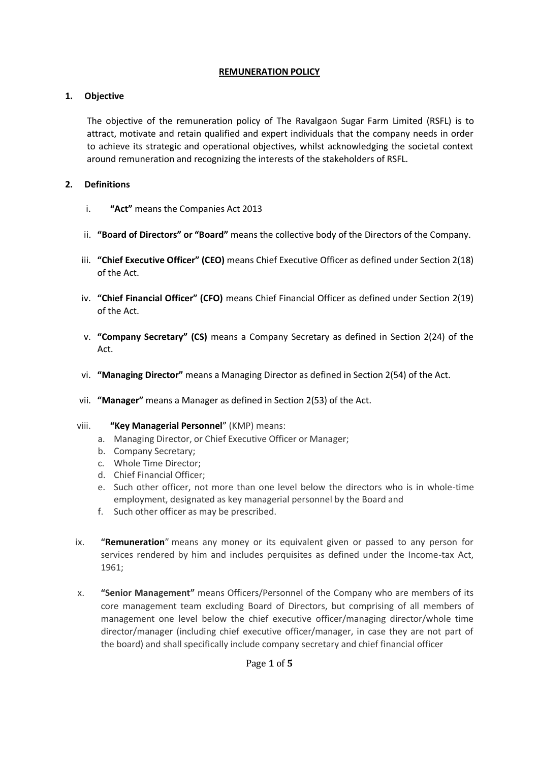# REMUNERATION POLICY

## 1. Objective

The objective of the remuneration policy of The Ravalgaon Sugar Farm Limited (RSFL) is to attract, motivate and retain qualified and expert individuals that the company needs in order to achieve its strategic and operational objectives, whilst acknowledging the societal context around remuneration and recognizing the interests of the stakeholders of RSFL.

## 2. Definitions

i. **"Act"** means the Companies Act 2013

ii. **"Board of Directors" or "Board"** means the collective body of the Directors of the Company.

iii. **"Chief Executive Officer" (CEO)** means Chief Executive Officer as defined under Section 2(18) of the Act.

iv. **"Chief Financial Officer" (CFO)** means Chief Financial Officer as defined under Section 2(19) of the Act.

v. **"Company Secretary" (CS)** means a Company Secretary as defined in Section 2(24) of the Act.

vi. **"Managing Director"** means a Managing Director as defined in Section 2(54) of the Act.

vii. **"Manager"** means a Manager as defined in Section 2(53) of the Act.

viii. **"Key Managerial Personnel"** (KMP) means:

   a. Managing Director, or Chief Executive Officer or Manager;
   b. Company Secretary;
   c. Whole Time Director;
   d. Chief Financial Officer;
   e. Such other officer, not more than one level below the directors who is in whole-time employment, designated as key managerial personnel by the Board and
   f. Such other officer as may be prescribed.

ix. **"Remuneration"** means any money or its equivalent given or passed to any person for services rendered by him and includes perquisites as defined under the Income-tax Act, 1961;

x. **"Senior Management"** means Officers/Personnel of the Company who are members of its core management team excluding Board of Directors, but comprising of all members of management one level below the chief executive officer/managing director/whole time director/manager (including chief executive officer/manager, in case they are not part of the board) and shall specifically include company secretary and chief financial officer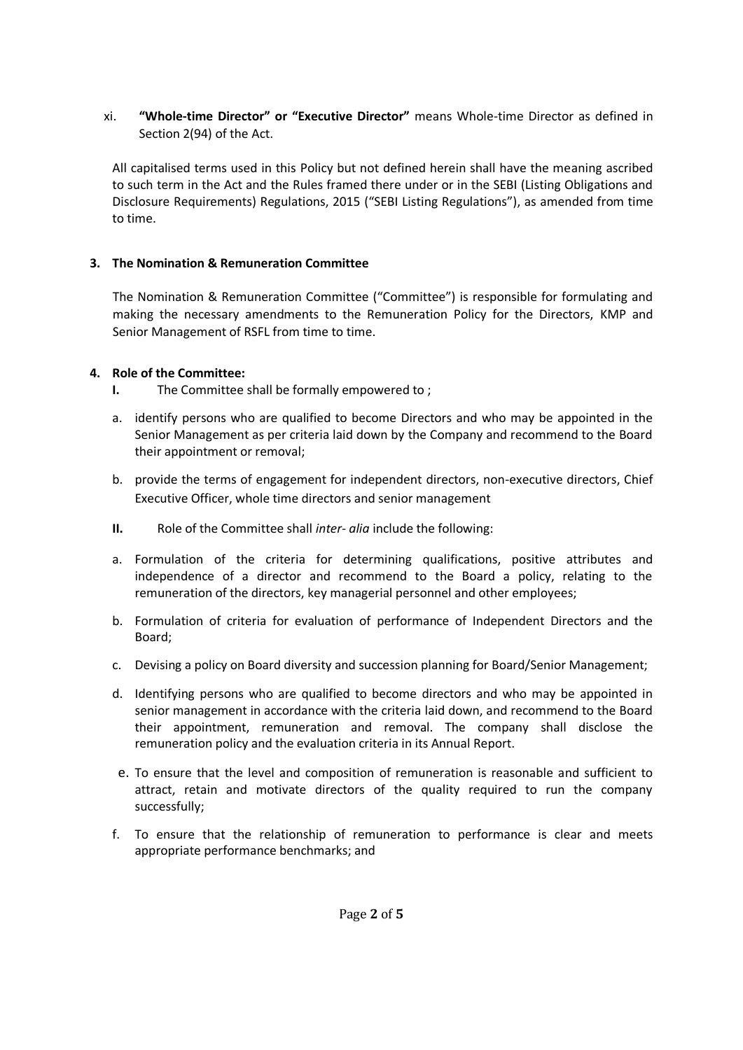xi. **"Whole-time Director" or "Executive Director"** means Whole-time Director as defined in Section 2(94) of the Act.

All capitalised terms used in this Policy but not defined herein shall have the meaning ascribed to such term in the Act and the Rules framed there under or in the SEBI (Listing Obligations and Disclosure Requirements) Regulations, 2015 ("SEBI Listing Regulations"), as amended from time to time.

## 3. The Nomination & Remuneration Committee

The Nomination & Remuneration Committee ("Committee") is responsible for formulating and making the necessary amendments to the Remuneration Policy for the Directors, KMP and Senior Management of RSFL from time to time.

## 4. Role of the Committee:

**I.** The Committee shall be formally empowered to ;

a. identify persons who are qualified to become Directors and who may be appointed in the Senior Management as per criteria laid down by the Company and recommend to the Board their appointment or removal;

b. provide the terms of engagement for independent directors, non-executive directors, Chief Executive Officer, whole time directors and senior management

**II.** Role of the Committee shall *inter- alia* include the following:

a. Formulation of the criteria for determining qualifications, positive attributes and independence of a director and recommend to the Board a policy, relating to the remuneration of the directors, key managerial personnel and other employees;

b. Formulation of criteria for evaluation of performance of Independent Directors and the Board;

c. Devising a policy on Board diversity and succession planning for Board/Senior Management;

d. Identifying persons who are qualified to become directors and who may be appointed in senior management in accordance with the criteria laid down, and recommend to the Board their appointment, remuneration and removal. The company shall disclose the remuneration policy and the evaluation criteria in its Annual Report.

e. To ensure that the level and composition of remuneration is reasonable and sufficient to attract, retain and motivate directors of the quality required to run the company successfully;

f. To ensure that the relationship of remuneration to performance is clear and meets appropriate performance benchmarks; and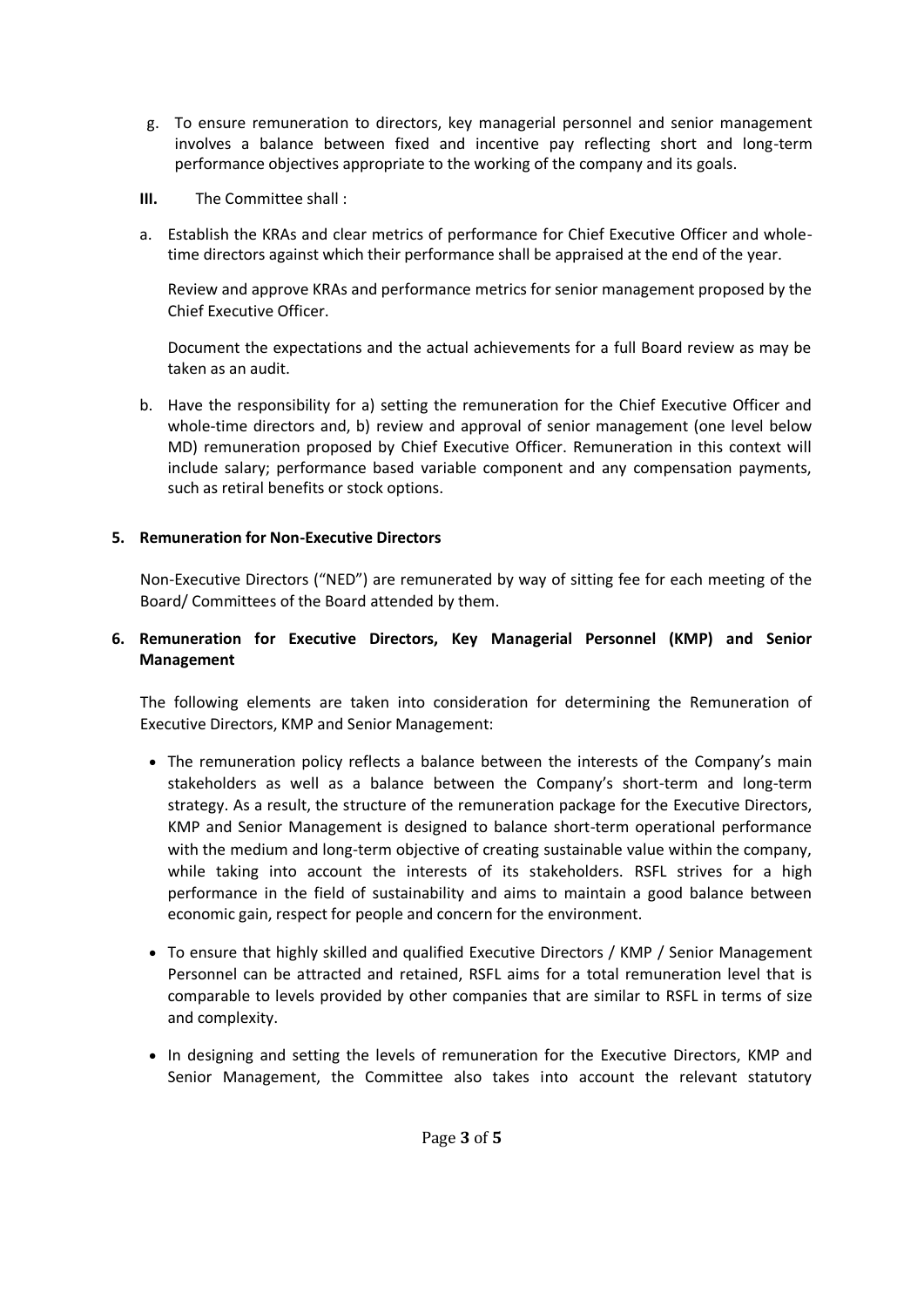g. To ensure remuneration to directors, key managerial personnel and senior management involves a balance between fixed and incentive pay reflecting short and long-term performance objectives appropriate to the working of the company and its goals.

**III.** The Committee shall :

a. Establish the KRAs and clear metrics of performance for Chief Executive Officer and whole-time directors against which their performance shall be appraised at the end of the year.

   Review and approve KRAs and performance metrics for senior management proposed by the Chief Executive Officer.

   Document the expectations and the actual achievements for a full Board review as may be taken as an audit.

b. Have the responsibility for a) setting the remuneration for the Chief Executive Officer and whole-time directors and, b) review and approval of senior management (one level below MD) remuneration proposed by Chief Executive Officer. Remuneration in this context will include salary; performance based variable component and any compensation payments, such as retiral benefits or stock options.

**5. Remuneration for Non-Executive Directors**

Non-Executive Directors ("NED") are remunerated by way of sitting fee for each meeting of the Board/ Committees of the Board attended by them.

**6. Remuneration for Executive Directors, Key Managerial Personnel (KMP) and Senior Management**

The following elements are taken into consideration for determining the Remuneration of Executive Directors, KMP and Senior Management:

- The remuneration policy reflects a balance between the interests of the Company's main stakeholders as well as a balance between the Company's short-term and long-term strategy. As a result, the structure of the remuneration package for the Executive Directors, KMP and Senior Management is designed to balance short-term operational performance with the medium and long-term objective of creating sustainable value within the company, while taking into account the interests of its stakeholders. RSFL strives for a high performance in the field of sustainability and aims to maintain a good balance between economic gain, respect for people and concern for the environment.

- To ensure that highly skilled and qualified Executive Directors / KMP / Senior Management Personnel can be attracted and retained, RSFL aims for a total remuneration level that is comparable to levels provided by other companies that are similar to RSFL in terms of size and complexity.

- In designing and setting the levels of remuneration for the Executive Directors, KMP and Senior Management, the Committee also takes into account the relevant statutory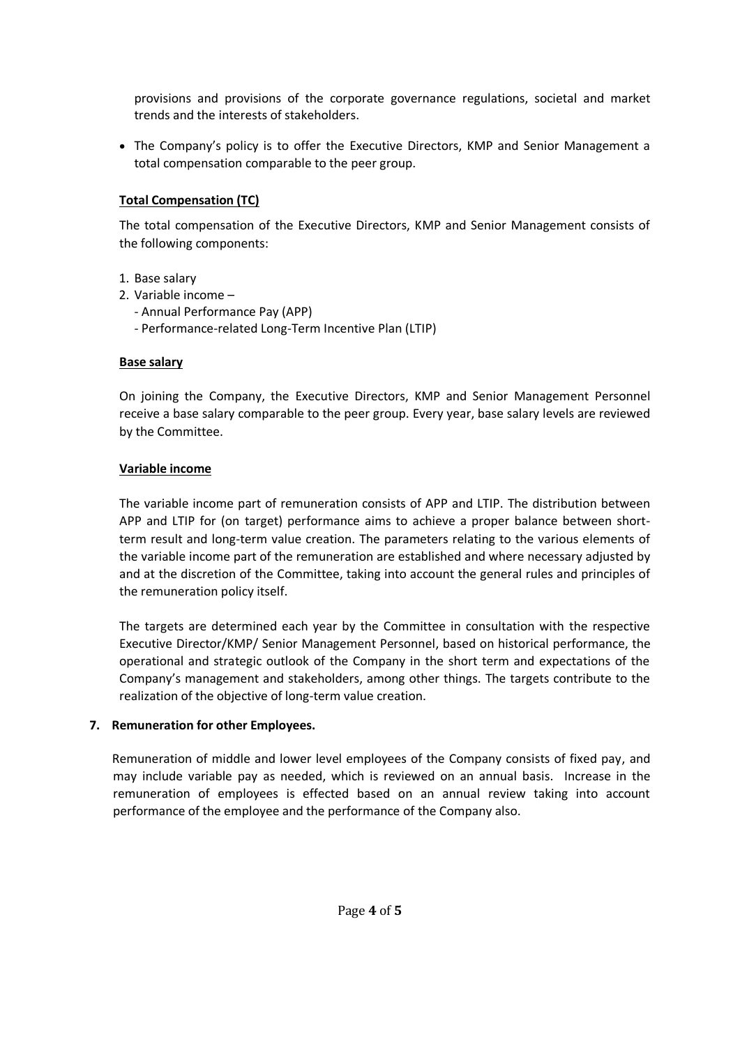provisions and provisions of the corporate governance regulations, societal and market trends and the interests of stakeholders.

- The Company's policy is to offer the Executive Directors, KMP and Senior Management a total compensation comparable to the peer group.

**Total Compensation (TC)**

The total compensation of the Executive Directors, KMP and Senior Management consists of the following components:

1. Base salary
2. Variable income –
   - Annual Performance Pay (APP)
   - Performance-related Long-Term Incentive Plan (LTIP)

**Base salary**

On joining the Company, the Executive Directors, KMP and Senior Management Personnel receive a base salary comparable to the peer group. Every year, base salary levels are reviewed by the Committee.

**Variable income**

The variable income part of remuneration consists of APP and LTIP. The distribution between APP and LTIP for (on target) performance aims to achieve a proper balance between short-term result and long-term value creation. The parameters relating to the various elements of the variable income part of the remuneration are established and where necessary adjusted by and at the discretion of the Committee, taking into account the general rules and principles of the remuneration policy itself.

The targets are determined each year by the Committee in consultation with the respective Executive Director/KMP/ Senior Management Personnel, based on historical performance, the operational and strategic outlook of the Company in the short term and expectations of the Company's management and stakeholders, among other things. The targets contribute to the realization of the objective of long-term value creation.

**7. Remuneration for other Employees.**

Remuneration of middle and lower level employees of the Company consists of fixed pay, and may include variable pay as needed, which is reviewed on an annual basis. Increase in the remuneration of employees is effected based on an annual review taking into account performance of the employee and the performance of the Company also.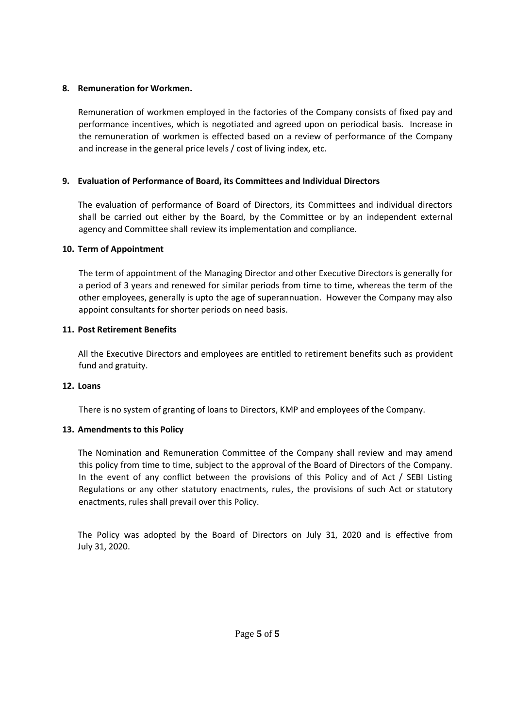## 8. Remuneration for Workmen.

Remuneration of workmen employed in the factories of the Company consists of fixed pay and performance incentives, which is negotiated and agreed upon on periodical basis. Increase in the remuneration of workmen is effected based on a review of performance of the Company and increase in the general price levels / cost of living index, etc.

## 9. Evaluation of Performance of Board, its Committees and Individual Directors

The evaluation of performance of Board of Directors, its Committees and individual directors shall be carried out either by the Board, by the Committee or by an independent external agency and Committee shall review its implementation and compliance.

## 10. Term of Appointment

The term of appointment of the Managing Director and other Executive Directors is generally for a period of 3 years and renewed for similar periods from time to time, whereas the term of the other employees, generally is upto the age of superannuation. However the Company may also appoint consultants for shorter periods on need basis.

## 11. Post Retirement Benefits

All the Executive Directors and employees are entitled to retirement benefits such as provident fund and gratuity.

## 12. Loans

There is no system of granting of loans to Directors, KMP and employees of the Company.

## 13. Amendments to this Policy

The Nomination and Remuneration Committee of the Company shall review and may amend this policy from time to time, subject to the approval of the Board of Directors of the Company. In the event of any conflict between the provisions of this Policy and of Act / SEBI Listing Regulations or any other statutory enactments, rules, the provisions of such Act or statutory enactments, rules shall prevail over this Policy.

The Policy was adopted by the Board of Directors on July 31, 2020 and is effective from July 31, 2020.